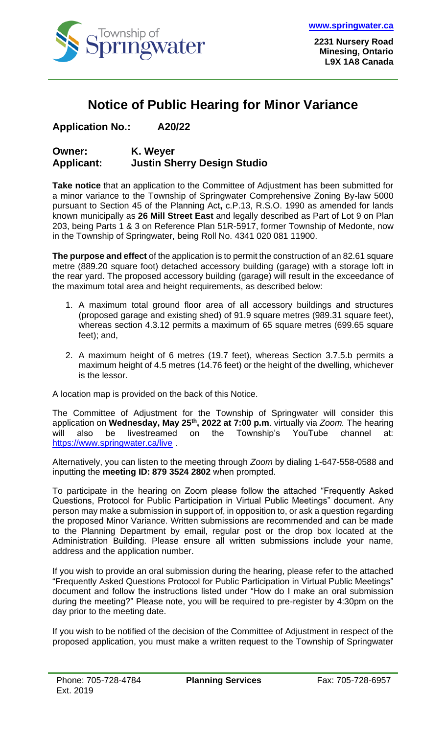www.springwater.ca

**2231 Nursery Road**
**Minesing, Ontario**
**L9X 1A8 Canada**

# Notice of Public Hearing for Minor Variance

**Application No.: A20/22**

**Owner: K. Weyer**
**Applicant: Justin Sherry Design Studio**

**Take notice** that an application to the Committee of Adjustment has been submitted for a minor variance to the Township of Springwater Comprehensive Zoning By-law 5000 pursuant to Section 45 of the Planning Act**,** c.P.13, R.S.O. 1990 as amended for lands known municipally as **26 Mill Street East** and legally described as Part of Lot 9 on Plan 203, being Parts 1 & 3 on Reference Plan 51R-5917, former Township of Medonte, now in the Township of Springwater, being Roll No. 4341 020 081 11900.

**The purpose and effect** of the application is to permit the construction of an 82.61 square metre (889.20 square foot) detached accessory building (garage) with a storage loft in the rear yard. The proposed accessory building (garage) will result in the exceedance of the maximum total area and height requirements, as described below:

1. A maximum total ground floor area of all accessory buildings and structures (proposed garage and existing shed) of 91.9 square metres (989.31 square feet), whereas section 4.3.12 permits a maximum of 65 square metres (699.65 square feet); and,
2. A maximum height of 6 metres (19.7 feet), whereas Section 3.7.5.b permits a maximum height of 4.5 metres (14.76 feet) or the height of the dwelling, whichever is the lessor.

A location map is provided on the back of this Notice.

The Committee of Adjustment for the Township of Springwater will consider this application on **Wednesday, May 25th, 2022 at 7:00 p.m**. virtually via *Zoom.* The hearing will also be livestreamed on the Township's YouTube channel at: https://www.springwater.ca/live .

Alternatively, you can listen to the meeting through *Zoom* by dialing 1-647-558-0588 and inputting the **meeting ID: 879 3524 2802** when prompted.

To participate in the hearing on Zoom please follow the attached "Frequently Asked Questions, Protocol for Public Participation in Virtual Public Meetings" document. Any person may make a submission in support of, in opposition to, or ask a question regarding the proposed Minor Variance. Written submissions are recommended and can be made to the Planning Department by email, regular post or the drop box located at the Administration Building. Please ensure all written submissions include your name, address and the application number.

If you wish to provide an oral submission during the hearing, please refer to the attached "Frequently Asked Questions Protocol for Public Participation in Virtual Public Meetings" document and follow the instructions listed under "How do I make an oral submission during the meeting?" Please note, you will be required to pre-register by 4:30pm on the day prior to the meeting date.

If you wish to be notified of the decision of the Committee of Adjustment in respect of the proposed application, you must make a written request to the Township of Springwater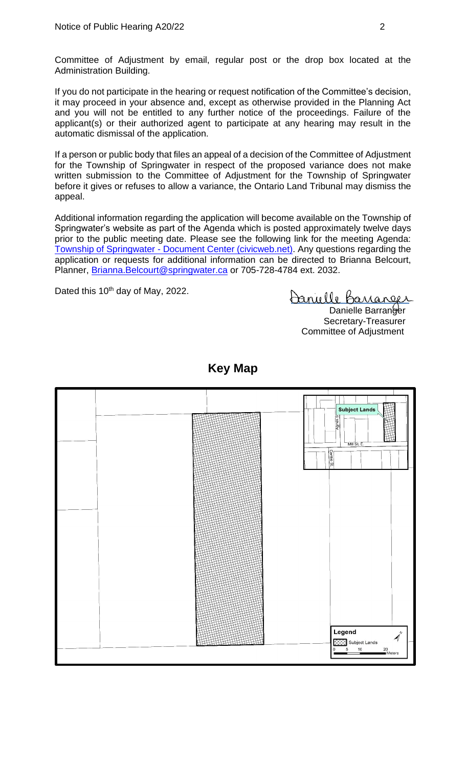Committee of Adjustment by email, regular post or the drop box located at the Administration Building.

If you do not participate in the hearing or request notification of the Committee's decision, it may proceed in your absence and, except as otherwise provided in the Planning Act and you will not be entitled to any further notice of the proceedings. Failure of the applicant(s) or their authorized agent to participate at any hearing may result in the automatic dismissal of the application.

If a person or public body that files an appeal of a decision of the Committee of Adjustment for the Township of Springwater in respect of the proposed variance does not make written submission to the Committee of Adjustment for the Township of Springwater before it gives or refuses to allow a variance, the Ontario Land Tribunal may dismiss the appeal.

Additional information regarding the application will become available on the Township of Springwater's website as part of the Agenda which is posted approximately twelve days prior to the public meeting date. Please see the following link for the meeting Agenda: [Township of Springwater - Document Center (civicweb.net)](). Any questions regarding the application or requests for additional information can be directed to Brianna Belcourt, Planner, Brianna.Belcourt@springwater.ca or 705-728-4784 ext. 2032.

Dated this 10th day of May, 2022.

Danielle Barranger
Secretary-Treasurer
Committee of Adjustment

## Key Map

Subject Lands

Sarjeant St.

Mill St. E.

Centre St.

Legend

Subject Lands

0 5 10 20 Meters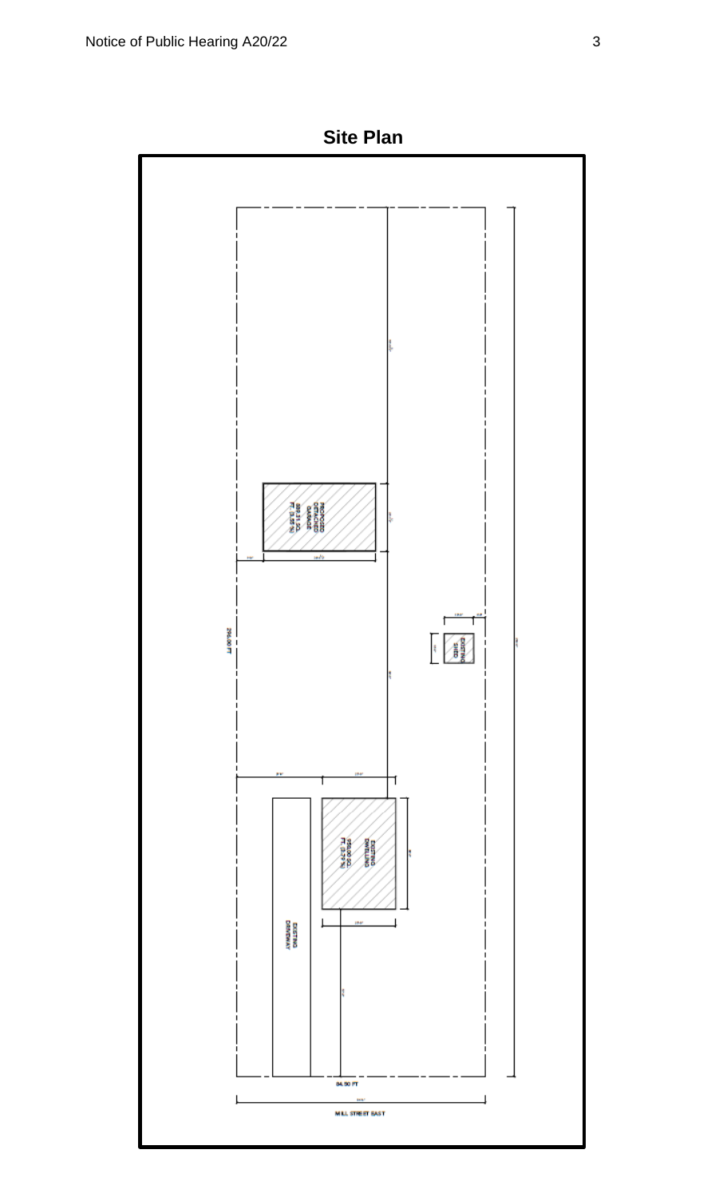## Site Plan

PROPOSED DETACHED GARAGE 893.31 SQ. FT. (3.58 %)

EXISTING SHED

EXISTING DWELLING 950.00 SQ. FT. (3.79 %)

EXISTING DRIVEWAY

294.90 FT

84.90 FT

MILL STREET EAST